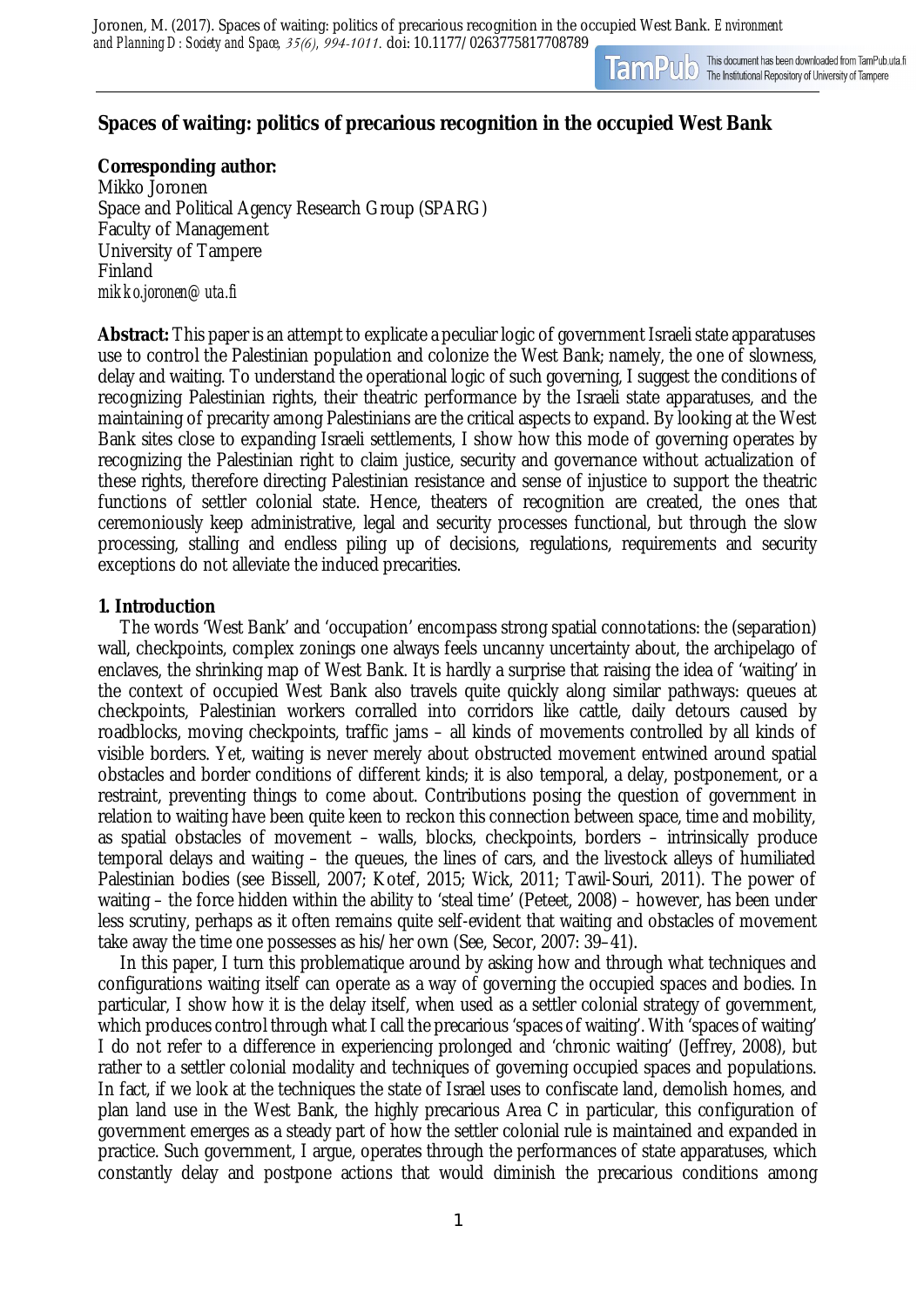Joronen, M. (2017). Spaces of waiting: politics of precarious recognition in the occupied West Bank. *Environment and Planning D: Society and Space, 35(6), 994-1011.* doi: 10.1177/0263775817708789

# Spaces of waiting: politics of precarious recognition in the occupied West Bank

**Corresponding author:**
Mikko Joronen
Space and Political Agency Research Group (SPARG)
Faculty of Management
University of Tampere
Finland
*mikko.joronen@uta.fi*

**Abstract:** This paper is an attempt to explicate a peculiar logic of government Israeli state apparatuses use to control the Palestinian population and colonize the West Bank; namely, the one of slowness, delay and waiting. To understand the operational logic of such governing, I suggest the conditions of recognizing Palestinian rights, their theatric performance by the Israeli state apparatuses, and the maintaining of precarity among Palestinians are the critical aspects to expand. By looking at the West Bank sites close to expanding Israeli settlements, I show how this mode of governing operates by recognizing the Palestinian right to claim justice, security and governance without actualization of these rights, therefore directing Palestinian resistance and sense of injustice to support the theatric functions of settler colonial state. Hence, theaters of recognition are created, the ones that ceremoniously keep administrative, legal and security processes functional, but through the slow processing, stalling and endless piling up of decisions, regulations, requirements and security exceptions do not alleviate the induced precarities.

## 1. Introduction

The words 'West Bank' and 'occupation' encompass strong spatial connotations: the (separation) wall, checkpoints, complex zonings one always feels uncanny uncertainty about, the archipelago of enclaves, the shrinking map of West Bank. It is hardly a surprise that raising the idea of 'waiting' in the context of occupied West Bank also travels quite quickly along similar pathways: queues at checkpoints, Palestinian workers corralled into corridors like cattle, daily detours caused by roadblocks, moving checkpoints, traffic jams – all kinds of movements controlled by all kinds of visible borders. Yet, waiting is never merely about obstructed movement entwined around spatial obstacles and border conditions of different kinds; it is also temporal, a delay, postponement, or a restraint, preventing things to come about. Contributions posing the question of government in relation to waiting have been quite keen to reckon this connection between space, time and mobility, as spatial obstacles of movement – walls, blocks, checkpoints, borders – intrinsically produce temporal delays and waiting – the queues, the lines of cars, and the livestock alleys of humiliated Palestinian bodies (see Bissell, 2007; Kotef, 2015; Wick, 2011; Tawil-Souri, 2011). The power of waiting – the force hidden within the ability to 'steal time' (Peteet, 2008) – however, has been under less scrutiny, perhaps as it often remains quite self-evident that waiting and obstacles of movement take away the time one possesses as his/her own (See, Secor, 2007: 39–41).

In this paper, I turn this problematique around by asking how and through what techniques and configurations waiting itself can operate as a way of governing the occupied spaces and bodies. In particular, I show how it is the delay itself, when used as a settler colonial strategy of government, which produces control through what I call the precarious 'spaces of waiting'. With 'spaces of waiting' I do not refer to a difference in experiencing prolonged and 'chronic waiting' (Jeffrey, 2008), but rather to a settler colonial modality and techniques of governing occupied spaces and populations. In fact, if we look at the techniques the state of Israel uses to confiscate land, demolish homes, and plan land use in the West Bank, the highly precarious Area C in particular, this configuration of government emerges as a steady part of how the settler colonial rule is maintained and expanded in practice. Such government, I argue, operates through the performances of state apparatuses, which constantly delay and postpone actions that would diminish the precarious conditions among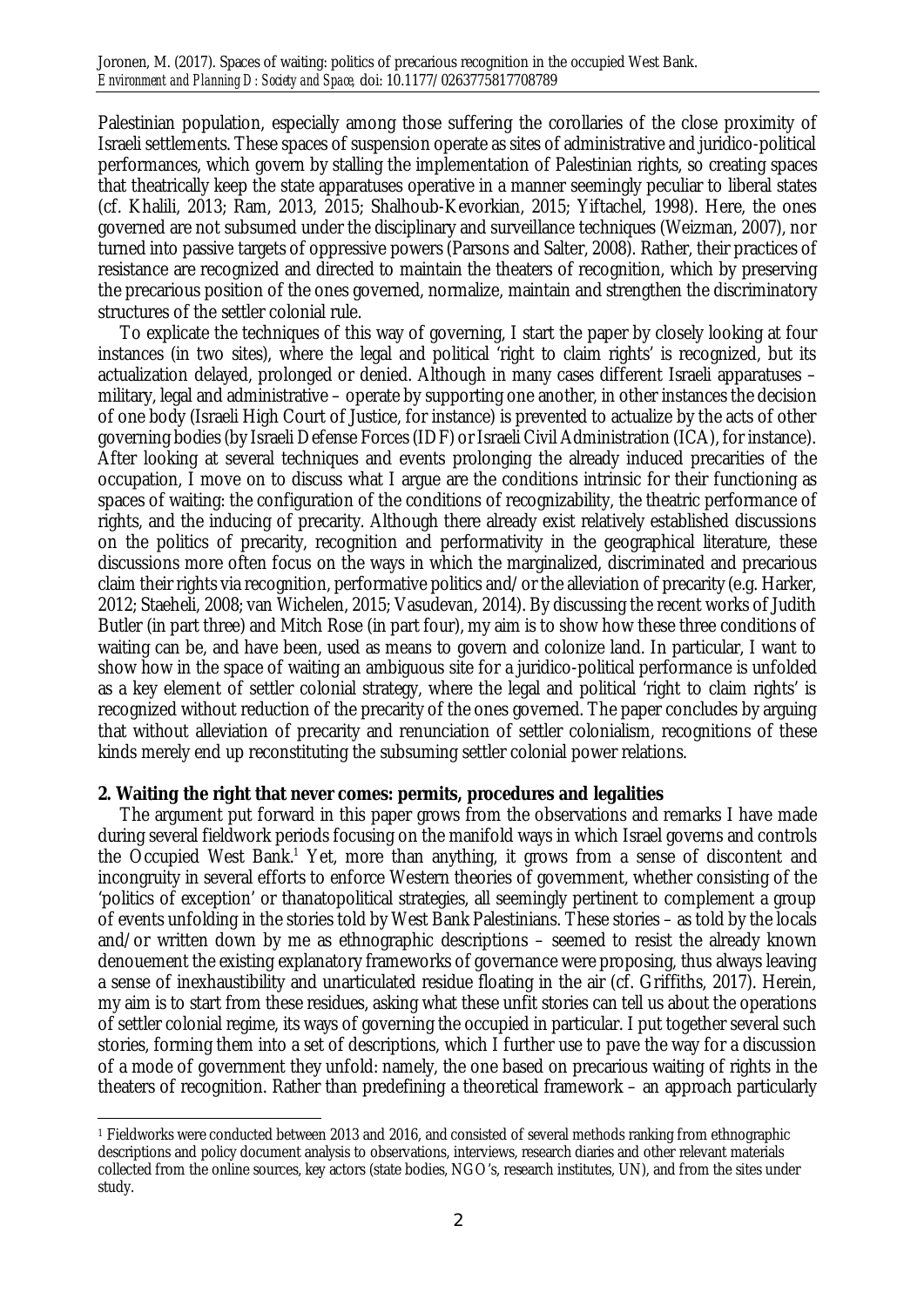Palestinian population, especially among those suffering the corollaries of the close proximity of Israeli settlements. These spaces of suspension operate as sites of administrative and juridico-political performances, which govern by stalling the implementation of Palestinian rights, so creating spaces that theatrically keep the state apparatuses operative in a manner seemingly peculiar to liberal states (cf. Khalili, 2013; Ram, 2013, 2015; Shalhoub-Kevorkian, 2015; Yiftachel, 1998). Here, the ones governed are not subsumed under the disciplinary and surveillance techniques (Weizman, 2007), nor turned into passive targets of oppressive powers (Parsons and Salter, 2008). Rather, their practices of resistance are recognized and directed to maintain the theaters of recognition, which by preserving the precarious position of the ones governed, normalize, maintain and strengthen the discriminatory structures of the settler colonial rule.

To explicate the techniques of this way of governing, I start the paper by closely looking at four instances (in two sites), where the legal and political 'right to claim rights' is recognized, but its actualization delayed, prolonged or denied. Although in many cases different Israeli apparatuses – military, legal and administrative – operate by supporting one another, in other instances the decision of one body (Israeli High Court of Justice, for instance) is prevented to actualize by the acts of other governing bodies (by Israeli Defense Forces (IDF) or Israeli Civil Administration (ICA), for instance). After looking at several techniques and events prolonging the already induced precarities of the occupation, I move on to discuss what I argue are the conditions intrinsic for their functioning as spaces of waiting: the configuration of the conditions of recognizability, the theatric performance of rights, and the inducing of precarity. Although there already exist relatively established discussions on the politics of precarity, recognition and performativity in the geographical literature, these discussions more often focus on the ways in which the marginalized, discriminated and precarious claim their rights via recognition, performative politics and/or the alleviation of precarity (e.g. Harker, 2012; Staeheli, 2008; van Wichelen, 2015; Vasudevan, 2014). By discussing the recent works of Judith Butler (in part three) and Mitch Rose (in part four), my aim is to show how these three conditions of waiting can be, and have been, used as means to govern and colonize land. In particular, I want to show how in the space of waiting an ambiguous site for a juridico-political performance is unfolded as a key element of settler colonial strategy, where the legal and political 'right to claim rights' is recognized without reduction of the precarity of the ones governed. The paper concludes by arguing that without alleviation of precarity and renunciation of settler colonialism, recognitions of these kinds merely end up reconstituting the subsuming settler colonial power relations.

## 2. Waiting the right that never comes: permits, procedures and legalities

The argument put forward in this paper grows from the observations and remarks I have made during several fieldwork periods focusing on the manifold ways in which Israel governs and controls the Occupied West Bank.[1] Yet, more than anything, it grows from a sense of discontent and incongruity in several efforts to enforce Western theories of government, whether consisting of the 'politics of exception' or thanatopolitical strategies, all seemingly pertinent to complement a group of events unfolding in the stories told by West Bank Palestinians. These stories – as told by the locals and/or written down by me as ethnographic descriptions – seemed to resist the already known denouement the existing explanatory frameworks of governance were proposing, thus always leaving a sense of inexhaustibility and unarticulated residue floating in the air (cf. Griffiths, 2017). Herein, my aim is to start from these residues, asking what these unfit stories can tell us about the operations of settler colonial regime, its ways of governing the occupied in particular. I put together several such stories, forming them into a set of descriptions, which I further use to pave the way for a discussion of a mode of government they unfold: namely, the one based on precarious waiting of rights in the theaters of recognition. Rather than predefining a theoretical framework – an approach particularly

[1] Fieldworks were conducted between 2013 and 2016, and consisted of several methods ranking from ethnographic descriptions and policy document analysis to observations, interviews, research diaries and other relevant materials collected from the online sources, key actors (state bodies, NGO's, research institutes, UN), and from the sites under study.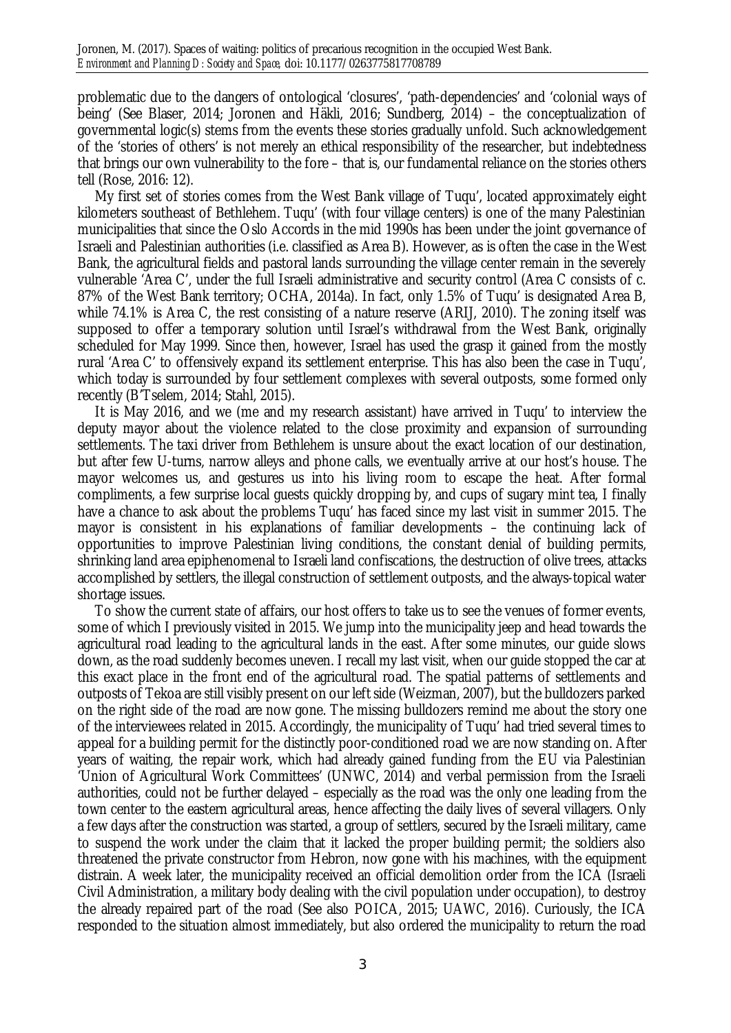problematic due to the dangers of ontological 'closures', 'path-dependencies' and 'colonial ways of being' (See Blaser, 2014; Joronen and Häkli, 2016; Sundberg, 2014) – the conceptualization of governmental logic(s) stems from the events these stories gradually unfold. Such acknowledgement of the 'stories of others' is not merely an ethical responsibility of the researcher, but indebtedness that brings our own vulnerability to the fore – that is, our fundamental reliance on the stories others tell (Rose, 2016: 12).

My first set of stories comes from the West Bank village of Tuqu', located approximately eight kilometers southeast of Bethlehem. Tuqu' (with four village centers) is one of the many Palestinian municipalities that since the Oslo Accords in the mid 1990s has been under the joint governance of Israeli and Palestinian authorities (i.e. classified as Area B). However, as is often the case in the West Bank, the agricultural fields and pastoral lands surrounding the village center remain in the severely vulnerable 'Area C', under the full Israeli administrative and security control (Area C consists of c. 87% of the West Bank territory; OCHA, 2014a). In fact, only 1.5% of Tuqu' is designated Area B, while 74.1% is Area C, the rest consisting of a nature reserve (ARIJ, 2010). The zoning itself was supposed to offer a temporary solution until Israel's withdrawal from the West Bank, originally scheduled for May 1999. Since then, however, Israel has used the grasp it gained from the mostly rural 'Area C' to offensively expand its settlement enterprise. This has also been the case in Tuqu', which today is surrounded by four settlement complexes with several outposts, some formed only recently (B'Tselem, 2014; Stahl, 2015).

It is May 2016, and we (me and my research assistant) have arrived in Tuqu' to interview the deputy mayor about the violence related to the close proximity and expansion of surrounding settlements. The taxi driver from Bethlehem is unsure about the exact location of our destination, but after few U-turns, narrow alleys and phone calls, we eventually arrive at our host's house. The mayor welcomes us, and gestures us into his living room to escape the heat. After formal compliments, a few surprise local guests quickly dropping by, and cups of sugary mint tea, I finally have a chance to ask about the problems Tuqu' has faced since my last visit in summer 2015. The mayor is consistent in his explanations of familiar developments – the continuing lack of opportunities to improve Palestinian living conditions, the constant denial of building permits, shrinking land area epiphenomenal to Israeli land confiscations, the destruction of olive trees, attacks accomplished by settlers, the illegal construction of settlement outposts, and the always-topical water shortage issues.

To show the current state of affairs, our host offers to take us to see the venues of former events, some of which I previously visited in 2015. We jump into the municipality jeep and head towards the agricultural road leading to the agricultural lands in the east. After some minutes, our guide slows down, as the road suddenly becomes uneven. I recall my last visit, when our guide stopped the car at this exact place in the front end of the agricultural road. The spatial patterns of settlements and outposts of Tekoa are still visibly present on our left side (Weizman, 2007), but the bulldozers parked on the right side of the road are now gone. The missing bulldozers remind me about the story one of the interviewees related in 2015. Accordingly, the municipality of Tuqu' had tried several times to appeal for a building permit for the distinctly poor-conditioned road we are now standing on. After years of waiting, the repair work, which had already gained funding from the EU via Palestinian 'Union of Agricultural Work Committees' (UNWC, 2014) and verbal permission from the Israeli authorities, could not be further delayed – especially as the road was the only one leading from the town center to the eastern agricultural areas, hence affecting the daily lives of several villagers. Only a few days after the construction was started, a group of settlers, secured by the Israeli military, came to suspend the work under the claim that it lacked the proper building permit; the soldiers also threatened the private constructor from Hebron, now gone with his machines, with the equipment distrain. A week later, the municipality received an official demolition order from the ICA (Israeli Civil Administration, a military body dealing with the civil population under occupation), to destroy the already repaired part of the road (See also POICA, 2015; UAWC, 2016). Curiously, the ICA responded to the situation almost immediately, but also ordered the municipality to return the road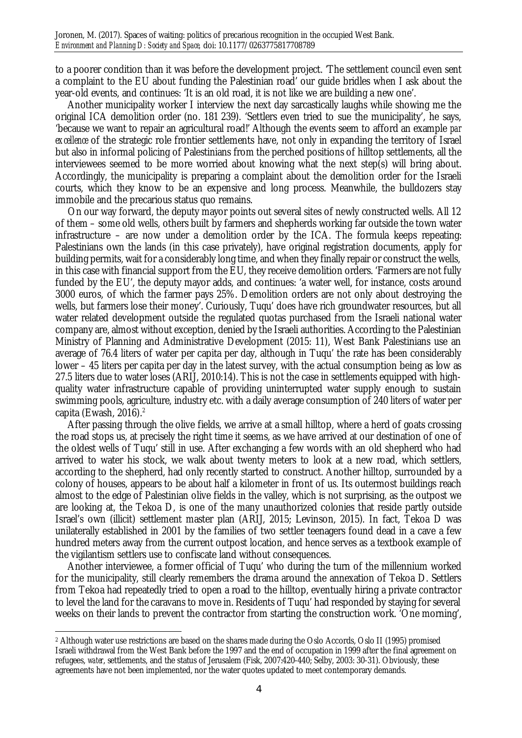to a poorer condition than it was before the development project. 'The settlement council even sent a complaint to the EU about funding the Palestinian road' our guide bridles when I ask about the year-old events, and continues: 'It is an old road, it is not like we are building a new one'.

Another municipality worker I interview the next day sarcastically laughs while showing me the original ICA demolition order (no. 181 239). 'Settlers even tried to sue the municipality', he says, 'because we want to repair an agricultural road!' Although the events seem to afford an example *par excellence* of the strategic role frontier settlements have, not only in expanding the territory of Israel but also in informal policing of Palestinians from the perched positions of hilltop settlements, all the interviewees seemed to be more worried about knowing what the next step(s) will bring about. Accordingly, the municipality is preparing a complaint about the demolition order for the Israeli courts, which they know to be an expensive and long process. Meanwhile, the bulldozers stay immobile and the precarious status quo remains.

On our way forward, the deputy mayor points out several sites of newly constructed wells. All 12 of them – some old wells, others built by farmers and shepherds working far outside the town water infrastructure – are now under a demolition order by the ICA. The formula keeps repeating: Palestinians own the lands (in this case privately), have original registration documents, apply for building permits, wait for a considerably long time, and when they finally repair or construct the wells, in this case with financial support from the EU, they receive demolition orders. 'Farmers are not fully funded by the EU', the deputy mayor adds, and continues: 'a water well, for instance, costs around 3000 euros, of which the farmer pays 25%. Demolition orders are not only about destroying the wells, but farmers lose their money'. Curiously, Tuqu' does have rich groundwater resources, but all water related development outside the regulated quotas purchased from the Israeli national water company are, almost without exception, denied by the Israeli authorities. According to the Palestinian Ministry of Planning and Administrative Development (2015: 11), West Bank Palestinians use an average of 76.4 liters of water per capita per day, although in Tuqu' the rate has been considerably lower – 45 liters per capita per day in the latest survey, with the actual consumption being as low as 27.5 liters due to water loses (ARIJ, 2010:14). This is not the case in settlements equipped with high-quality water infrastructure capable of providing uninterrupted water supply enough to sustain swimming pools, agriculture, industry etc. with a daily average consumption of 240 liters of water per capita (Ewash, 2016).[2]

After passing through the olive fields, we arrive at a small hilltop, where a herd of goats crossing the road stops us, at precisely the right time it seems, as we have arrived at our destination of one of the oldest wells of Tuqu' still in use. After exchanging a few words with an old shepherd who had arrived to water his stock, we walk about twenty meters to look at a new road, which settlers, according to the shepherd, had only recently started to construct. Another hilltop, surrounded by a colony of houses, appears to be about half a kilometer in front of us. Its outermost buildings reach almost to the edge of Palestinian olive fields in the valley, which is not surprising, as the outpost we are looking at, the Tekoa D, is one of the many unauthorized colonies that reside partly outside Israel's own (illicit) settlement master plan (ARIJ, 2015; Levinson, 2015). In fact, Tekoa D was unilaterally established in 2001 by the families of two settler teenagers found dead in a cave a few hundred meters away from the current outpost location, and hence serves as a textbook example of the vigilantism settlers use to confiscate land without consequences.

Another interviewee, a former official of Tuqu' who during the turn of the millennium worked for the municipality, still clearly remembers the drama around the annexation of Tekoa D. Settlers from Tekoa had repeatedly tried to open a road to the hilltop, eventually hiring a private contractor to level the land for the caravans to move in. Residents of Tuqu' had responded by staying for several weeks on their lands to prevent the contractor from starting the construction work. 'One morning',

[2] Although water use restrictions are based on the shares made during the Oslo Accords, Oslo II (1995) promised Israeli withdrawal from the West Bank before the 1997 and the end of occupation in 1999 after the final agreement on refugees, *water*, settlements, and the status of Jerusalem (Fisk, 2007:420-440; Selby, 2003: 30-31). Obviously, these agreements have not been implemented, nor the water quotes updated to meet contemporary demands.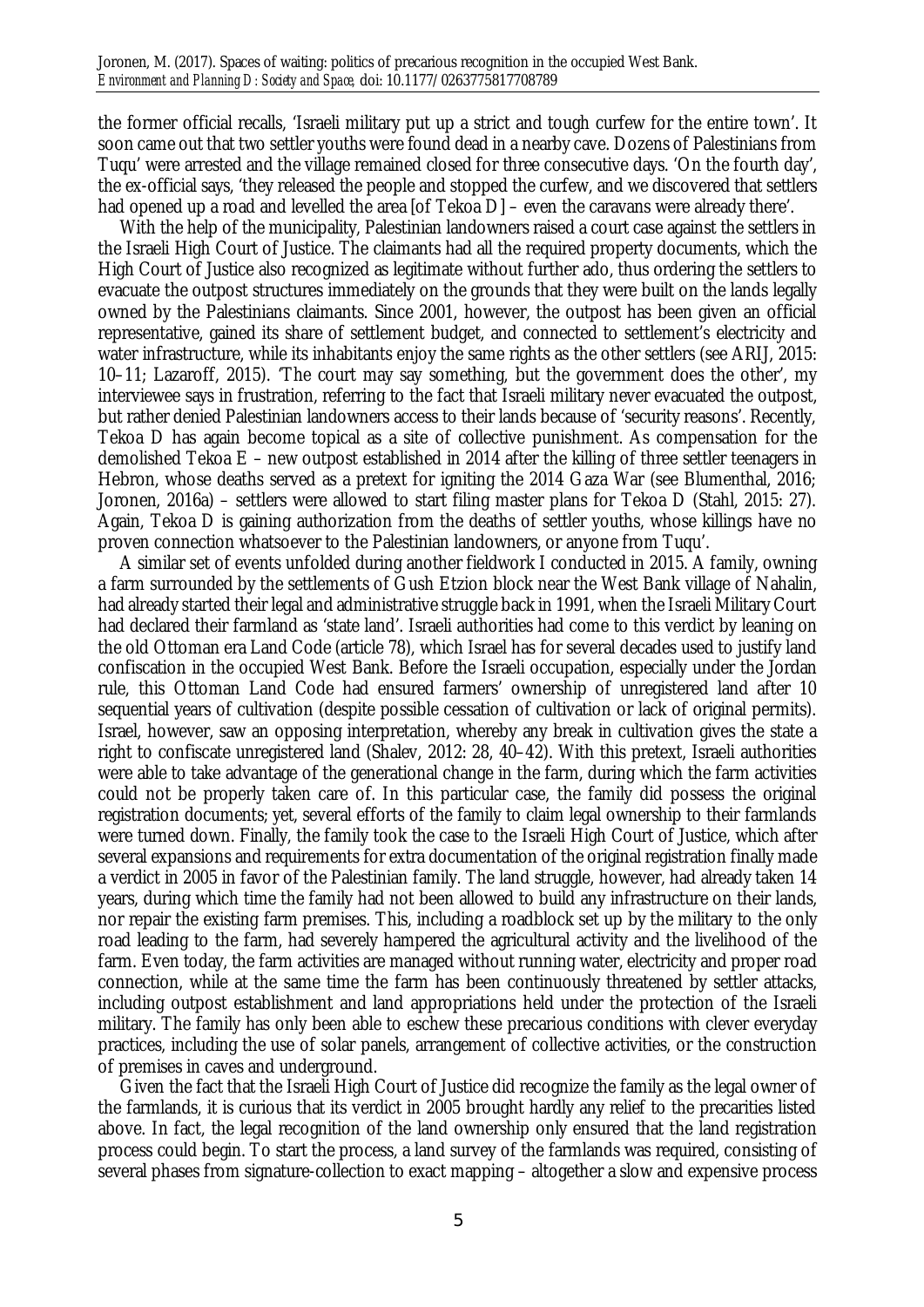the former official recalls, 'Israeli military put up a strict and tough curfew for the entire town'. It soon came out that two settler youths were found dead in a nearby cave. Dozens of Palestinians from Tuqu' were arrested and the village remained closed for three consecutive days. 'On the fourth day', the ex-official says, 'they released the people and stopped the curfew, and we discovered that settlers had opened up a road and levelled the area [of Tekoa D] – even the caravans were already there'.

With the help of the municipality, Palestinian landowners raised a court case against the settlers in the Israeli High Court of Justice. The claimants had all the required property documents, which the High Court of Justice also recognized as legitimate without further ado, thus ordering the settlers to evacuate the outpost structures immediately on the grounds that they were built on the lands legally owned by the Palestinians claimants. Since 2001, however, the outpost has been given an official representative, gained its share of settlement budget, and connected to settlement's electricity and water infrastructure, while its inhabitants enjoy the same rights as the other settlers (see ARIJ, 2015: 10–11; Lazaroff, 2015). 'The court may say something, but the government does the other', my interviewee says in frustration, referring to the fact that Israeli military never evacuated the outpost, but rather denied Palestinian landowners access to their lands because of 'security reasons'. Recently, Tekoa D has again become topical as a site of collective punishment. As compensation for the demolished Tekoa E – new outpost established in 2014 after the killing of three settler teenagers in Hebron, whose deaths served as a pretext for igniting the 2014 Gaza War (see Blumenthal, 2016; Joronen, 2016a) – settlers were allowed to start filing master plans for Tekoa D (Stahl, 2015: 27). Again, Tekoa D is gaining authorization from the deaths of settler youths, whose killings have no proven connection whatsoever to the Palestinian landowners, or anyone from Tuqu'.

A similar set of events unfolded during another fieldwork I conducted in 2015. A family, owning a farm surrounded by the settlements of Gush Etzion block near the West Bank village of Nahalin, had already started their legal and administrative struggle back in 1991, when the Israeli Military Court had declared their farmland as 'state land'. Israeli authorities had come to this verdict by leaning on the old Ottoman era Land Code (article 78), which Israel has for several decades used to justify land confiscation in the occupied West Bank. Before the Israeli occupation, especially under the Jordan rule, this Ottoman Land Code had ensured farmers' ownership of unregistered land after 10 sequential years of cultivation (despite possible cessation of cultivation or lack of original permits). Israel, however, saw an opposing interpretation, whereby any break in cultivation gives the state a right to confiscate unregistered land (Shalev, 2012: 28, 40–42). With this pretext, Israeli authorities were able to take advantage of the generational change in the farm, during which the farm activities could not be properly taken care of. In this particular case, the family did possess the original registration documents; yet, several efforts of the family to claim legal ownership to their farmlands were turned down. Finally, the family took the case to the Israeli High Court of Justice, which after several expansions and requirements for extra documentation of the original registration finally made a verdict in 2005 in favor of the Palestinian family. The land struggle, however, had already taken 14 years, during which time the family had not been allowed to build any infrastructure on their lands, nor repair the existing farm premises. This, including a roadblock set up by the military to the only road leading to the farm, had severely hampered the agricultural activity and the livelihood of the farm. Even today, the farm activities are managed without running water, electricity and proper road connection, while at the same time the farm has been continuously threatened by settler attacks, including outpost establishment and land appropriations held under the protection of the Israeli military. The family has only been able to eschew these precarious conditions with clever everyday practices, including the use of solar panels, arrangement of collective activities, or the construction of premises in caves and underground.

Given the fact that the Israeli High Court of Justice did recognize the family as the legal owner of the farmlands, it is curious that its verdict in 2005 brought hardly any relief to the precarities listed above. In fact, the legal recognition of the land ownership only ensured that the land registration process could begin. To start the process, a land survey of the farmlands was required, consisting of several phases from signature-collection to exact mapping – altogether a slow and expensive process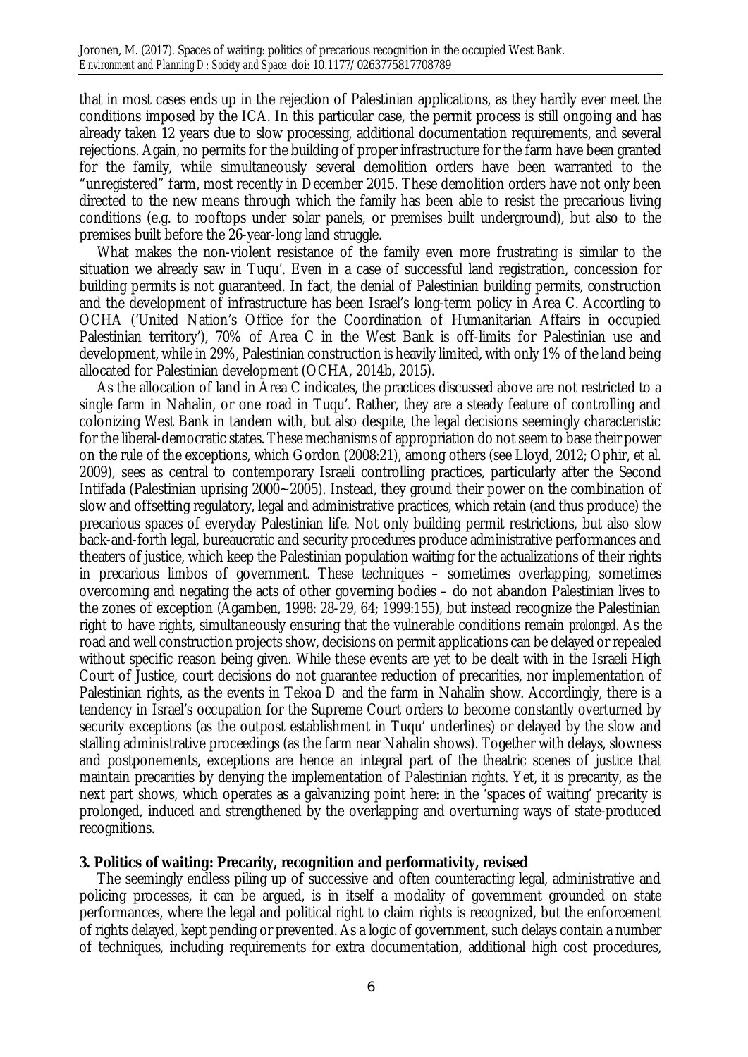that in most cases ends up in the rejection of Palestinian applications, as they hardly ever meet the conditions imposed by the ICA. In this particular case, the permit process is still ongoing and has already taken 12 years due to slow processing, additional documentation requirements, and several rejections. Again, no permits for the building of proper infrastructure for the farm have been granted for the family, while simultaneously several demolition orders have been warranted to the "unregistered" farm, most recently in December 2015. These demolition orders have not only been directed to the new means through which the family has been able to resist the precarious living conditions (e.g. to rooftops under solar panels, or premises built underground), but also to the premises built before the 26-year-long land struggle.

What makes the non-violent resistance of the family even more frustrating is similar to the situation we already saw in Tuqu'. Even in a case of successful land registration, concession for building permits is not guaranteed. In fact, the denial of Palestinian building permits, construction and the development of infrastructure has been Israel's long-term policy in Area C. According to OCHA ('United Nation's Office for the Coordination of Humanitarian Affairs in occupied Palestinian territory'), 70% of Area C in the West Bank is off-limits for Palestinian use and development, while in 29%, Palestinian construction is heavily limited, with only 1% of the land being allocated for Palestinian development (OCHA, 2014b, 2015).

As the allocation of land in Area C indicates, the practices discussed above are not restricted to a single farm in Nahalin, or one road in Tuqu'. Rather, they are a steady feature of controlling and colonizing West Bank in tandem with, but also despite, the legal decisions seemingly characteristic for the liberal-democratic states. These mechanisms of appropriation do not seem to base their power on the rule of the exceptions, which Gordon (2008:21), among others (see Lloyd, 2012; Ophir, et al. 2009), sees as central to contemporary Israeli controlling practices, particularly after the Second Intifada (Palestinian uprising 2000~2005). Instead, they ground their power on the combination of slow and offsetting regulatory, legal and administrative practices, which retain (and thus produce) the precarious spaces of everyday Palestinian life. Not only building permit restrictions, but also slow back-and-forth legal, bureaucratic and security procedures produce administrative performances and theaters of justice, which keep the Palestinian population waiting for the actualizations of their rights in precarious limbos of government. These techniques – sometimes overlapping, sometimes overcoming and negating the acts of other governing bodies – do not abandon Palestinian lives to the zones of exception (Agamben, 1998: 28-29, 64; 1999:155), but instead recognize the Palestinian right to have rights, simultaneously ensuring that the vulnerable conditions remain *prolonged*. As the road and well construction projects show, decisions on permit applications can be delayed or repealed without specific reason being given. While these events are yet to be dealt with in the Israeli High Court of Justice, court decisions do not guarantee reduction of precarities, nor implementation of Palestinian rights, as the events in Tekoa D and the farm in Nahalin show. Accordingly, there is a tendency in Israel's occupation for the Supreme Court orders to become constantly overturned by security exceptions (as the outpost establishment in Tuqu' underlines) or delayed by the slow and stalling administrative proceedings (as the farm near Nahalin shows). Together with delays, slowness and postponements, exceptions are hence an integral part of the theatric scenes of justice that maintain precarities by denying the implementation of Palestinian rights. Yet, it is precarity, as the next part shows, which operates as a galvanizing point here: in the 'spaces of waiting' precarity is prolonged, induced and strengthened by the overlapping and overturning ways of state-produced recognitions.

## 3. Politics of waiting: Precarity, recognition and performativity, revised

The seemingly endless piling up of successive and often counteracting legal, administrative and policing processes, it can be argued, is in itself a modality of government grounded on state performances, where the legal and political right to claim rights is recognized, but the enforcement of rights delayed, kept pending or prevented. As a logic of government, such delays contain a number of techniques, including requirements for extra documentation, additional high cost procedures,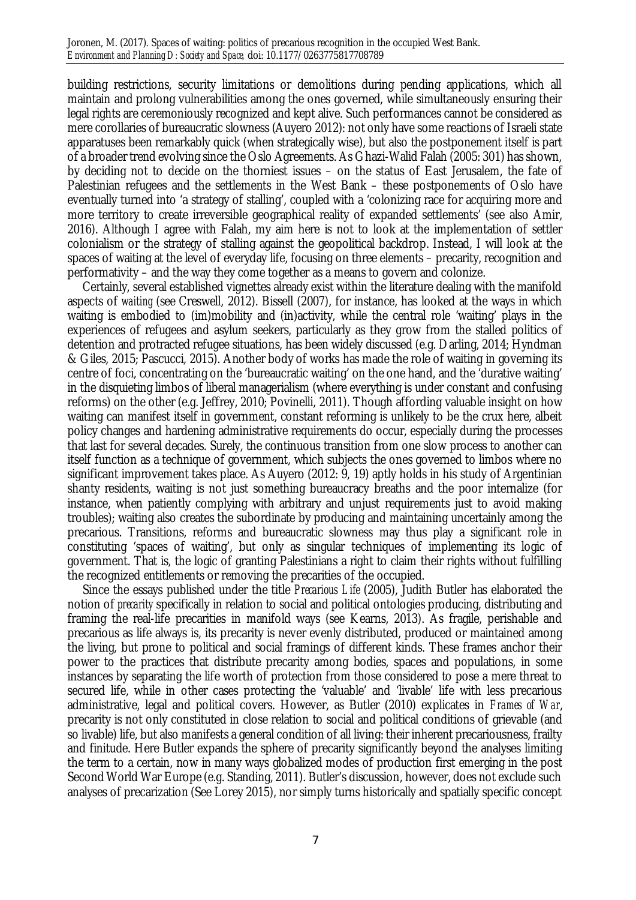building restrictions, security limitations or demolitions during pending applications, which all maintain and prolong vulnerabilities among the ones governed, while simultaneously ensuring their legal rights are ceremoniously recognized and kept alive. Such performances cannot be considered as mere corollaries of bureaucratic slowness (Auyero 2012): not only have some reactions of Israeli state apparatuses been remarkably quick (when strategically wise), but also the postponement itself is part of a broader trend evolving since the Oslo Agreements. As Ghazi-Walid Falah (2005: 301) has shown, by deciding not to decide on the thorniest issues – on the status of East Jerusalem, the fate of Palestinian refugees and the settlements in the West Bank – these postponements of Oslo have eventually turned into 'a strategy of stalling', coupled with a 'colonizing race for acquiring more and more territory to create irreversible geographical reality of expanded settlements' (see also Amir, 2016). Although I agree with Falah, my aim here is not to look at the implementation of settler colonialism or the strategy of stalling against the geopolitical backdrop. Instead, I will look at the spaces of waiting at the level of everyday life, focusing on three elements – precarity, recognition and performativity – and the way they come together as a means to govern and colonize.

Certainly, several established vignettes already exist within the literature dealing with the manifold aspects of *waiting* (see Creswell, 2012). Bissell (2007), for instance, has looked at the ways in which waiting is embodied to (im)mobility and (in)activity, while the central role 'waiting' plays in the experiences of refugees and asylum seekers, particularly as they grow from the stalled politics of detention and protracted refugee situations, has been widely discussed (e.g. Darling, 2014; Hyndman & Giles, 2015; Pascucci, 2015). Another body of works has made the role of waiting in governing its centre of foci, concentrating on the 'bureaucratic waiting' on the one hand, and the 'durative waiting' in the disquieting limbos of liberal managerialism (where everything is under constant and confusing reforms) on the other (e.g. Jeffrey, 2010; Povinelli, 2011). Though affording valuable insight on how waiting can manifest itself in government, constant reforming is unlikely to be the crux here, albeit policy changes and hardening administrative requirements do occur, especially during the processes that last for several decades. Surely, the continuous transition from one slow process to another can itself function as a technique of government, which subjects the ones governed to limbos where no significant improvement takes place. As Auyero (2012: 9, 19) aptly holds in his study of Argentinian shanty residents, waiting is not just something bureaucracy breaths and the poor internalize (for instance, when patiently complying with arbitrary and unjust requirements just to avoid making troubles); waiting also creates the subordinate by producing and maintaining uncertainly among the precarious. Transitions, reforms and bureaucratic slowness may thus play a significant role in constituting 'spaces of waiting', but only as singular techniques of implementing its logic of government. That is, the logic of granting Palestinians a right to claim their rights without fulfilling the recognized entitlements or removing the precarities of the occupied.

Since the essays published under the title *Precarious Life* (2005), Judith Butler has elaborated the notion of *precarity* specifically in relation to social and political ontologies producing, distributing and framing the real-life precarities in manifold ways (see Kearns, 2013). As fragile, perishable and precarious as life always is, its precarity is never evenly distributed, produced or maintained among the living, but prone to political and social framings of different kinds. These frames anchor their power to the practices that distribute precarity among bodies, spaces and populations, in some instances by separating the life worth of protection from those considered to pose a mere threat to secured life, while in other cases protecting the 'valuable' and 'livable' life with less precarious administrative, legal and political covers. However, as Butler (2010) explicates in *Frames of War*, precarity is not only constituted in close relation to social and political conditions of grievable (and so livable) life, but also manifests a general condition of all living: their inherent precariousness, frailty and finitude. Here Butler expands the sphere of precarity significantly beyond the analyses limiting the term to a certain, now in many ways globalized modes of production first emerging in the post Second World War Europe (e.g. Standing, 2011). Butler's discussion, however, does not exclude such analyses of precarization (See Lorey 2015), nor simply turns historically and spatially specific concept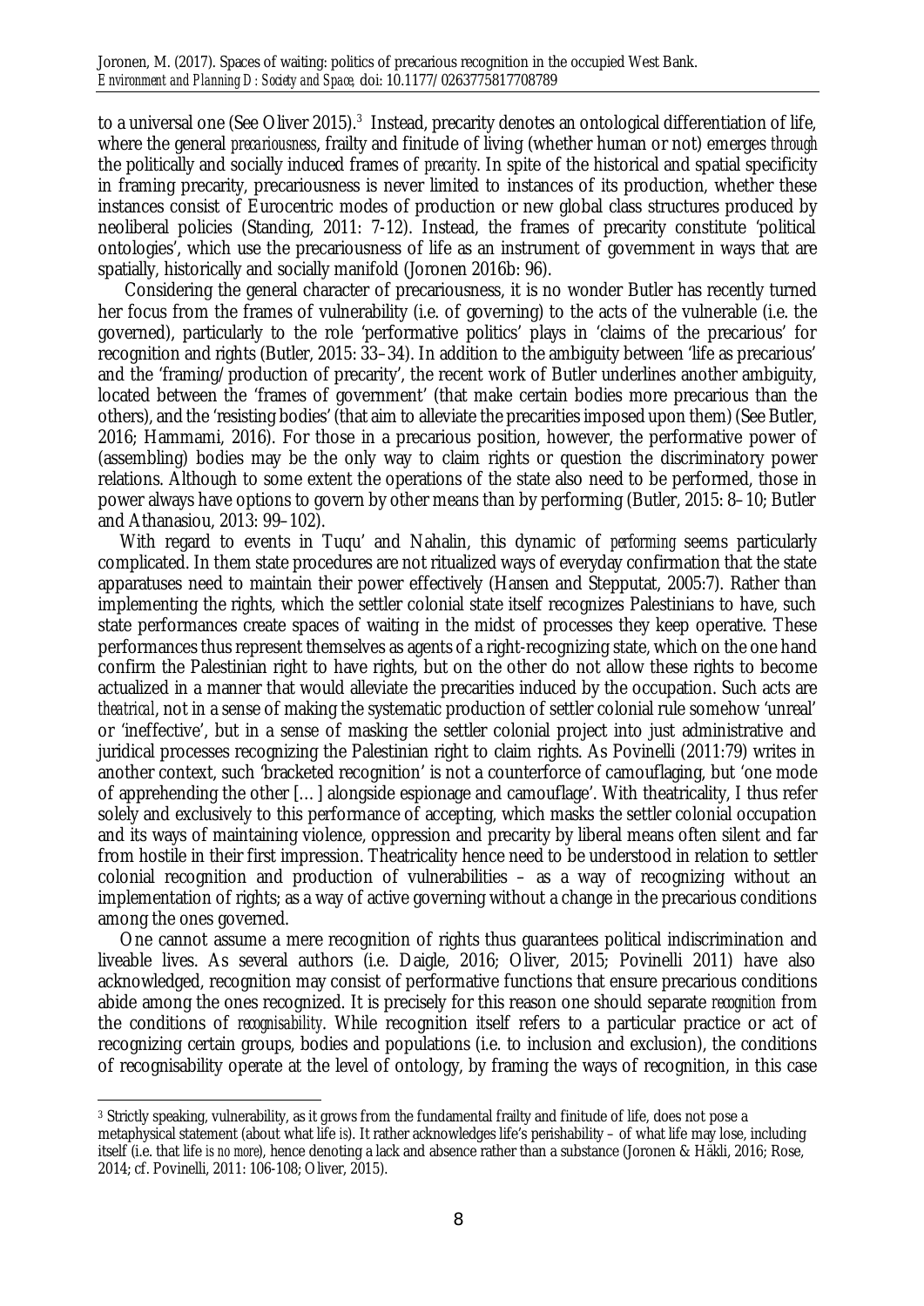to a universal one (See Oliver 2015).[3] Instead, precarity denotes an ontological differentiation of life, where the general *precariousness*, frailty and finitude of living (whether human or not) emerges *through* the politically and socially induced frames of *precarity*. In spite of the historical and spatial specificity in framing precarity, precariousness is never limited to instances of its production, whether these instances consist of Eurocentric modes of production or new global class structures produced by neoliberal policies (Standing, 2011: 7-12). Instead, the frames of precarity constitute 'political ontologies', which use the precariousness of life as an instrument of government in ways that are spatially, historically and socially manifold (Joronen 2016b: 96).

Considering the general character of precariousness, it is no wonder Butler has recently turned her focus from the frames of vulnerability (i.e. of governing) to the acts of the vulnerable (i.e. the governed), particularly to the role 'performative politics' plays in 'claims of the precarious' for recognition and rights (Butler, 2015: 33–34). In addition to the ambiguity between 'life as precarious' and the 'framing/production of precarity', the recent work of Butler underlines another ambiguity, located between the 'frames of government' (that make certain bodies more precarious than the others), and the 'resisting bodies' (that aim to alleviate the precarities imposed upon them) (See Butler, 2016; Hammami, 2016). For those in a precarious position, however, the performative power of (assembling) bodies may be the only way to claim rights or question the discriminatory power relations. Although to some extent the operations of the state also need to be performed, those in power always have options to govern by other means than by performing (Butler, 2015: 8–10; Butler and Athanasiou, 2013: 99–102).

With regard to events in Tuqu' and Nahalin, this dynamic of *performing* seems particularly complicated. In them state procedures are not ritualized ways of everyday confirmation that the state apparatuses need to maintain their power effectively (Hansen and Stepputat, 2005:7). Rather than implementing the rights, which the settler colonial state itself recognizes Palestinians to have, such state performances create spaces of waiting in the midst of processes they keep operative. These performances thus represent themselves as agents of a right-recognizing state, which on the one hand confirm the Palestinian right to have rights, but on the other do not allow these rights to become actualized in a manner that would alleviate the precarities induced by the occupation. Such acts are *theatrical*, not in a sense of making the systematic production of settler colonial rule somehow 'unreal' or 'ineffective', but in a sense of masking the settler colonial project into just administrative and juridical processes recognizing the Palestinian right to claim rights. As Povinelli (2011:79) writes in another context, such 'bracketed recognition' is not a counterforce of camouflaging, but 'one mode of apprehending the other […] alongside espionage and camouflage'. With theatricality, I thus refer solely and exclusively to this performance of accepting, which masks the settler colonial occupation and its ways of maintaining violence, oppression and precarity by liberal means often silent and far from hostile in their first impression. Theatricality hence need to be understood in relation to settler colonial recognition and production of vulnerabilities – as a way of recognizing without an implementation of rights; as a way of active governing without a change in the precarious conditions among the ones governed.

One cannot assume a mere recognition of rights thus guarantees political indiscrimination and liveable lives. As several authors (i.e. Daigle, 2016; Oliver, 2015; Povinelli 2011) have also acknowledged, recognition may consist of performative functions that ensure precarious conditions abide among the ones recognized. It is precisely for this reason one should separate *recognition* from the conditions of *recognisability*. While recognition itself refers to a particular practice or act of recognizing certain groups, bodies and populations (i.e. to inclusion and exclusion), the conditions of recognisability operate at the level of ontology, by framing the ways of recognition, in this case

[3] Strictly speaking, vulnerability, as it grows from the fundamental frailty and finitude of life, does not pose a metaphysical statement (about what life *is*). It rather acknowledges life's perishability – of what life may lose, including itself (i.e. that life *is no more*), hence denoting a lack and absence rather than a substance (Joronen & Häkli, 2016; Rose, 2014; cf. Povinelli, 2011: 106-108; Oliver, 2015).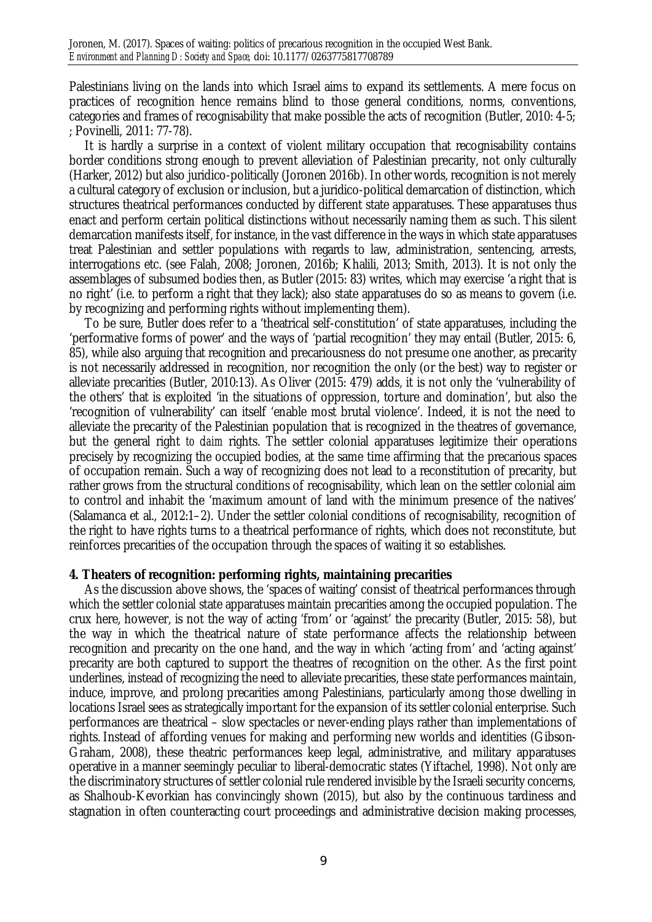Palestinians living on the lands into which Israel aims to expand its settlements. A mere focus on practices of recognition hence remains blind to those general conditions, norms, conventions, categories and frames of recognisability that make possible the acts of recognition (Butler, 2010: 4-5; ; Povinelli, 2011: 77-78).

It is hardly a surprise in a context of violent military occupation that recognisability contains border conditions strong enough to prevent alleviation of Palestinian precarity, not only culturally (Harker, 2012) but also juridico-politically (Joronen 2016b). In other words, recognition is not merely a cultural category of exclusion or inclusion, but a juridico-political demarcation of distinction, which structures theatrical performances conducted by different state apparatuses. These apparatuses thus enact and perform certain political distinctions without necessarily naming them as such. This silent demarcation manifests itself, for instance, in the vast difference in the ways in which state apparatuses treat Palestinian and settler populations with regards to law, administration, sentencing, arrests, interrogations etc. (see Falah, 2008; Joronen, 2016b; Khalili, 2013; Smith, 2013). It is not only the assemblages of subsumed bodies then, as Butler (2015: 83) writes, which may exercise 'a right that is no right' (i.e. to perform a right that they lack); also state apparatuses do so as means to govern (i.e. by recognizing and performing rights without implementing them).

To be sure, Butler does refer to a 'theatrical self-constitution' of state apparatuses, including the 'performative forms of power' and the ways of 'partial recognition' they may entail (Butler, 2015: 6, 85), while also arguing that recognition and precariousness do not presume one another, as precarity is not necessarily addressed in recognition, nor recognition the only (or the best) way to register or alleviate precarities (Butler, 2010:13). As Oliver (2015: 479) adds, it is not only the 'vulnerability of the others' that is exploited 'in the situations of oppression, torture and domination', but also the 'recognition of vulnerability' can itself 'enable most brutal violence'. Indeed, it is not the need to alleviate the precarity of the Palestinian population that is recognized in the theatres of governance, but the general right *to claim* rights. The settler colonial apparatuses legitimize their operations precisely by recognizing the occupied bodies, at the same time affirming that the precarious spaces of occupation remain. Such a way of recognizing does not lead to a reconstitution of precarity, but rather grows from the structural conditions of recognisability, which lean on the settler colonial aim to control and inhabit the 'maximum amount of land with the minimum presence of the natives' (Salamanca et al., 2012:1–2). Under the settler colonial conditions of recognisability, recognition of the right to have rights turns to a theatrical performance of rights, which does not reconstitute, but reinforces precarities of the occupation through the spaces of waiting it so establishes.

## 4. Theaters of recognition: performing rights, maintaining precarities

As the discussion above shows, the 'spaces of waiting' consist of theatrical performances through which the settler colonial state apparatuses maintain precarities among the occupied population. The crux here, however, is not the way of acting 'from' or 'against' the precarity (Butler, 2015: 58), but the way in which the theatrical nature of state performance affects the relationship between recognition and precarity on the one hand, and the way in which 'acting from' and 'acting against' precarity are both captured to support the theatres of recognition on the other. As the first point underlines, instead of recognizing the need to alleviate precarities, these state performances maintain, induce, improve, and prolong precarities among Palestinians, particularly among those dwelling in locations Israel sees as strategically important for the expansion of its settler colonial enterprise. Such performances are theatrical – slow spectacles or never-ending plays rather than implementations of rights. Instead of affording venues for making and performing new worlds and identities (Gibson-Graham, 2008), these theatric performances keep legal, administrative, and military apparatuses operative in a manner seemingly peculiar to liberal-democratic states (Yiftachel, 1998). Not only are the discriminatory structures of settler colonial rule rendered invisible by the Israeli security concerns, as Shalhoub-Kevorkian has convincingly shown (2015), but also by the continuous tardiness and stagnation in often counteracting court proceedings and administrative decision making processes,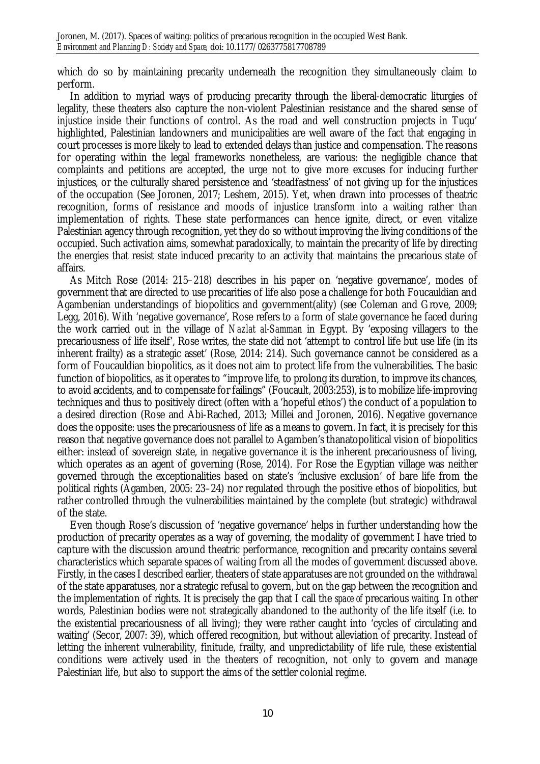which do so by maintaining precarity underneath the recognition they simultaneously claim to perform.

In addition to myriad ways of producing precarity through the liberal-democratic liturgies of legality, these theaters also capture the non-violent Palestinian resistance and the shared sense of injustice inside their functions of control. As the road and well construction projects in Tuqu' highlighted, Palestinian landowners and municipalities are well aware of the fact that engaging in court processes is more likely to lead to extended delays than justice and compensation. The reasons for operating within the legal frameworks nonetheless, are various: the negligible chance that complaints and petitions are accepted, the urge not to give more excuses for inducing further injustices, or the culturally shared persistence and 'steadfastness' of not giving up for the injustices of the occupation (See Joronen, 2017; Leshem, 2015). Yet, when drawn into processes of theatric recognition, forms of resistance and moods of injustice transform into a waiting rather than implementation of rights. These state performances can hence ignite, direct, or even vitalize Palestinian agency through recognition, yet they do so without improving the living conditions of the occupied. Such activation aims, somewhat paradoxically, to maintain the precarity of life by directing the energies that resist state induced precarity to an activity that maintains the precarious state of affairs.

As Mitch Rose (2014: 215–218) describes in his paper on 'negative governance', modes of government that are directed to use precarities of life also pose a challenge for both Foucauldian and Agambenian understandings of biopolitics and government(ality) (see Coleman and Grove, 2009; Legg, 2016). With 'negative governance', Rose refers to a form of state governance he faced during the work carried out in the village of *Nazlat al-Samman* in Egypt. By 'exposing villagers to the precariousness of life itself', Rose writes, the state did not 'attempt to control life but use life (in its inherent frailty) as a strategic asset' (Rose, 2014: 214). Such governance cannot be considered as a form of Foucauldian biopolitics, as it does not aim to protect life from the vulnerabilities. The basic function of biopolitics, as it operates to "improve life, to prolong its duration, to improve its chances, to avoid accidents, and to compensate for failings" (Foucault, 2003:253), is to mobilize life-improving techniques and thus to positively direct (often with a 'hopeful ethos') the conduct of a population to a desired direction (Rose and Abi-Rached, 2013; Millei and Joronen, 2016). Negative governance does the opposite: uses the precariousness of life as a means to govern. In fact, it is precisely for this reason that negative governance does not parallel to Agamben's thanatopolitical vision of biopolitics either: instead of sovereign state, in negative governance it is the inherent precariousness of living, which operates as an agent of governing (Rose, 2014). For Rose the Egyptian village was neither governed through the exceptionalities based on state's 'inclusive exclusion' of bare life from the political rights (Agamben, 2005: 23–24) nor regulated through the positive ethos of biopolitics, but rather controlled through the vulnerabilities maintained by the complete (but strategic) withdrawal of the state.

Even though Rose's discussion of 'negative governance' helps in further understanding how the production of precarity operates as a way of governing, the modality of government I have tried to capture with the discussion around theatric performance, recognition and precarity contains several characteristics which separate spaces of waiting from all the modes of government discussed above. Firstly, in the cases I described earlier, theaters of state apparatuses are not grounded on the *withdrawal* of the state apparatuses, nor a strategic refusal to govern, but on the gap between the recognition and the implementation of rights. It is precisely the gap that I call the *space of* precarious *waiting*. In other words, Palestinian bodies were not strategically abandoned to the authority of the life itself (i.e. to the existential precariousness of all living); they were rather caught into 'cycles of circulating and waiting' (Secor, 2007: 39), which offered recognition, but without alleviation of precarity. Instead of letting the inherent vulnerability, finitude, frailty, and unpredictability of life rule, these existential conditions were actively used in the theaters of recognition, not only to govern and manage Palestinian life, but also to support the aims of the settler colonial regime.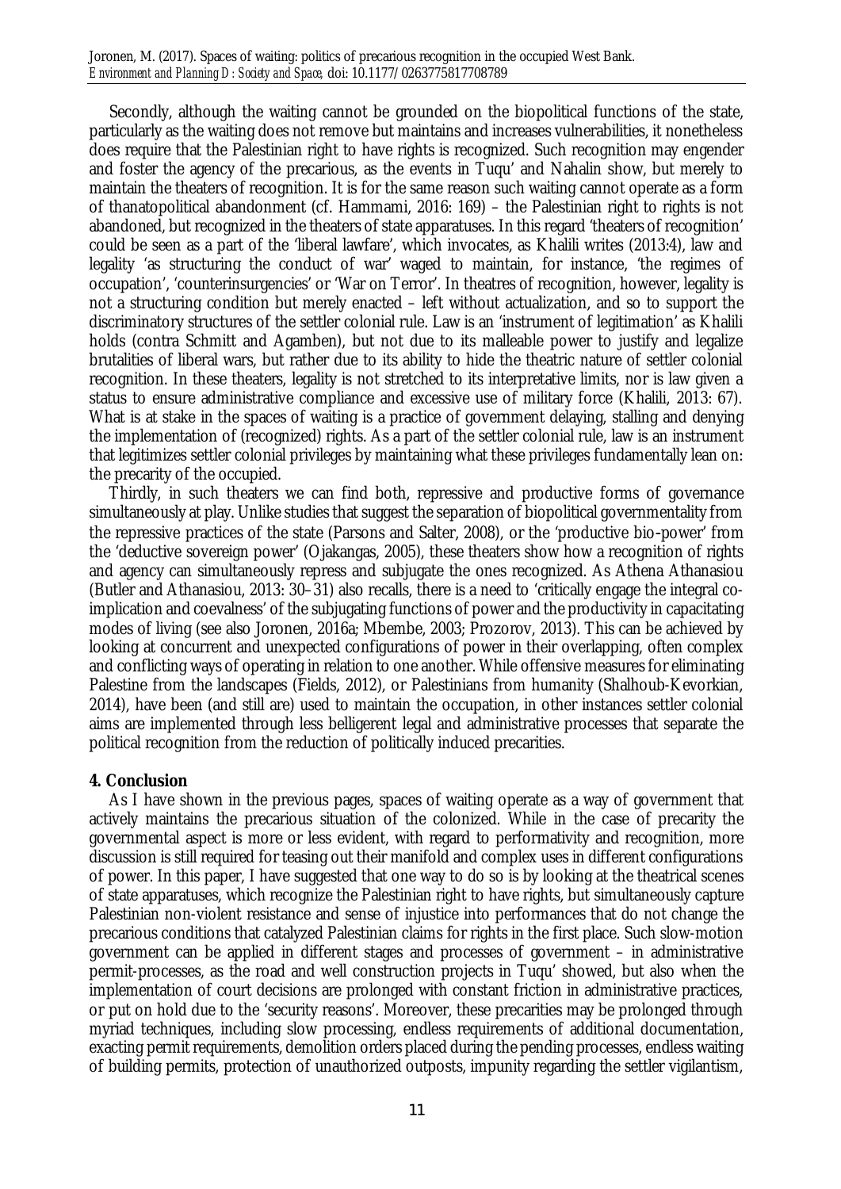Secondly, although the waiting cannot be grounded on the biopolitical functions of the state, particularly as the waiting does not remove but maintains and increases vulnerabilities, it nonetheless does require that the Palestinian right to have rights is recognized. Such recognition may engender and foster the agency of the precarious, as the events in Tuqu' and Nahalin show, but merely to maintain the theaters of recognition. It is for the same reason such waiting cannot operate as a form of thanatopolitical abandonment (cf. Hammami, 2016: 169) – the Palestinian right to rights is not abandoned, but recognized in the theaters of state apparatuses. In this regard 'theaters of recognition' could be seen as a part of the 'liberal lawfare', which invocates, as Khalili writes (2013:4), law and legality 'as structuring the conduct of war' waged to maintain, for instance, 'the regimes of occupation', 'counterinsurgencies' or 'War on Terror'. In theatres of recognition, however, legality is not a structuring condition but merely enacted – left without actualization, and so to support the discriminatory structures of the settler colonial rule. Law is an 'instrument of legitimation' as Khalili holds (contra Schmitt and Agamben), but not due to its malleable power to justify and legalize brutalities of liberal wars, but rather due to its ability to hide the theatric nature of settler colonial recognition. In these theaters, legality is not stretched to its interpretative limits, nor is law given a status to ensure administrative compliance and excessive use of military force (Khalili, 2013: 67). What is at stake in the spaces of waiting is a practice of government delaying, stalling and denying the implementation of (recognized) rights. As a part of the settler colonial rule, law is an instrument that legitimizes settler colonial privileges by maintaining what these privileges fundamentally lean on: the precarity of the occupied.

Thirdly, in such theaters we can find both, repressive and productive forms of governance simultaneously at play. Unlike studies that suggest the separation of biopolitical governmentality from the repressive practices of the state (Parsons and Salter, 2008), or the 'productive bio-power' from the 'deductive sovereign power' (Ojakangas, 2005), these theaters show how a recognition of rights and agency can simultaneously repress and subjugate the ones recognized. As Athena Athanasiou (Butler and Athanasiou, 2013: 30–31) also recalls, there is a need to 'critically engage the integral co-implication and coevalness' of the subjugating functions of power and the productivity in capacitating modes of living (see also Joronen, 2016a; Mbembe, 2003; Prozorov, 2013). This can be achieved by looking at concurrent and unexpected configurations of power in their overlapping, often complex and conflicting ways of operating in relation to one another. While offensive measures for eliminating Palestine from the landscapes (Fields, 2012), or Palestinians from humanity (Shalhoub-Kevorkian, 2014), have been (and still are) used to maintain the occupation, in other instances settler colonial aims are implemented through less belligerent legal and administrative processes that separate the political recognition from the reduction of politically induced precarities.

## 4. Conclusion

As I have shown in the previous pages, spaces of waiting operate as a way of government that actively maintains the precarious situation of the colonized. While in the case of precarity the governmental aspect is more or less evident, with regard to performativity and recognition, more discussion is still required for teasing out their manifold and complex uses in different configurations of power. In this paper, I have suggested that one way to do so is by looking at the theatrical scenes of state apparatuses, which recognize the Palestinian right to have rights, but simultaneously capture Palestinian non-violent resistance and sense of injustice into performances that do not change the precarious conditions that catalyzed Palestinian claims for rights in the first place. Such slow-motion government can be applied in different stages and processes of government – in administrative permit-processes, as the road and well construction projects in Tuqu' showed, but also when the implementation of court decisions are prolonged with constant friction in administrative practices, or put on hold due to the 'security reasons'. Moreover, these precarities may be prolonged through myriad techniques, including slow processing, endless requirements of additional documentation, exacting permit requirements, demolition orders placed during the pending processes, endless waiting of building permits, protection of unauthorized outposts, impunity regarding the settler vigilantism,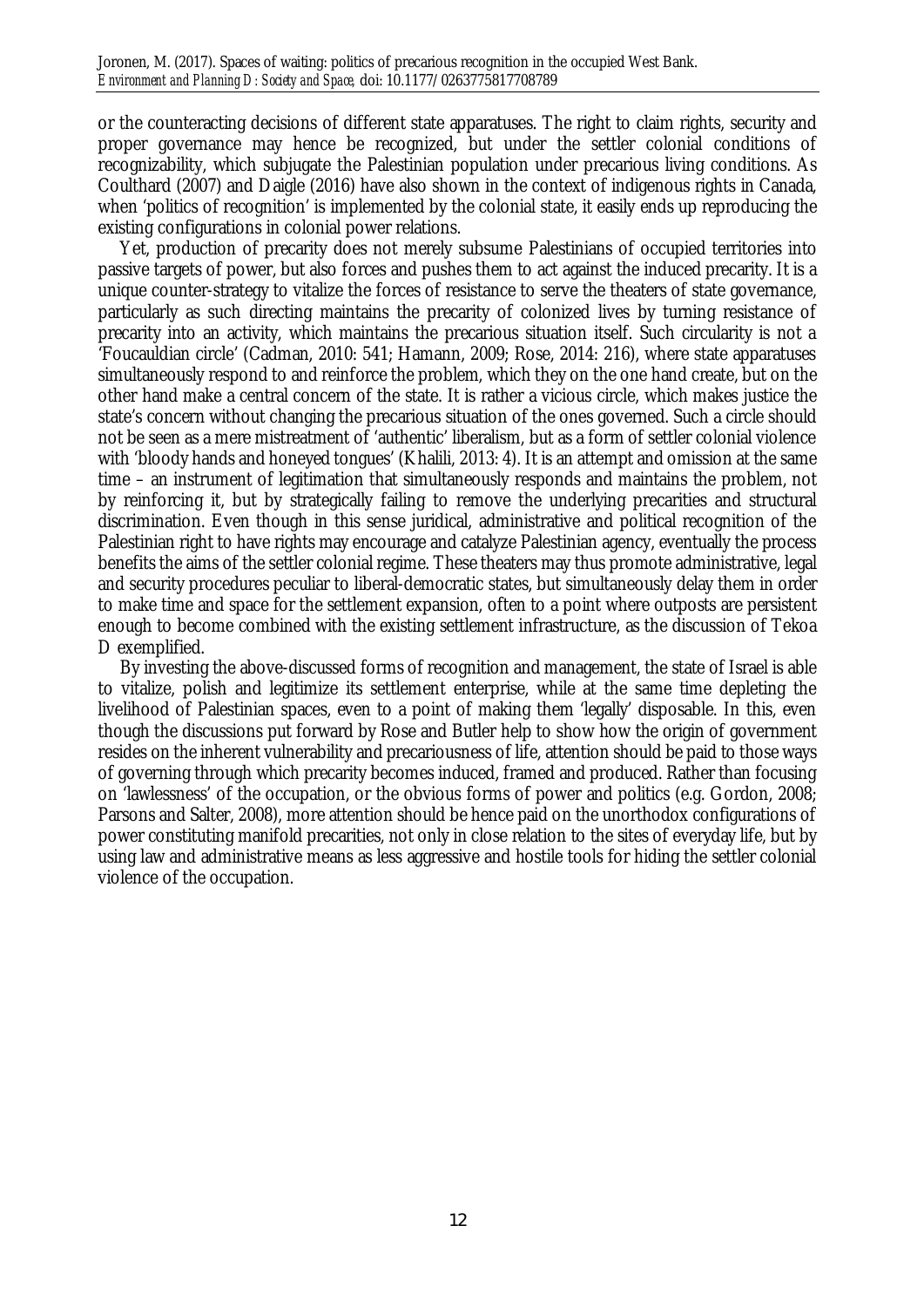or the counteracting decisions of different state apparatuses. The right to claim rights, security and proper governance may hence be recognized, but under the settler colonial conditions of recognizability, which subjugate the Palestinian population under precarious living conditions. As Coulthard (2007) and Daigle (2016) have also shown in the context of indigenous rights in Canada, when 'politics of recognition' is implemented by the colonial state, it easily ends up reproducing the existing configurations in colonial power relations.

Yet, production of precarity does not merely subsume Palestinians of occupied territories into passive targets of power, but also forces and pushes them to act against the induced precarity. It is a unique counter-strategy to vitalize the forces of resistance to serve the theaters of state governance, particularly as such directing maintains the precarity of colonized lives by turning resistance of precarity into an activity, which maintains the precarious situation itself. Such circularity is not a 'Foucauldian circle' (Cadman, 2010: 541; Hamann, 2009; Rose, 2014: 216), where state apparatuses simultaneously respond to and reinforce the problem, which they on the one hand create, but on the other hand make a central concern of the state. It is rather a vicious circle, which makes justice the state's concern without changing the precarious situation of the ones governed. Such a circle should not be seen as a mere mistreatment of 'authentic' liberalism, but as a form of settler colonial violence with 'bloody hands and honeyed tongues' (Khalili, 2013: 4). It is an attempt and omission at the same time – an instrument of legitimation that simultaneously responds and maintains the problem, not by reinforcing it, but by strategically failing to remove the underlying precarities and structural discrimination. Even though in this sense juridical, administrative and political recognition of the Palestinian right to have rights may encourage and catalyze Palestinian agency, eventually the process benefits the aims of the settler colonial regime. These theaters may thus promote administrative, legal and security procedures peculiar to liberal-democratic states, but simultaneously delay them in order to make time and space for the settlement expansion, often to a point where outposts are persistent enough to become combined with the existing settlement infrastructure, as the discussion of Tekoa D exemplified.

By investing the above-discussed forms of recognition and management, the state of Israel is able to vitalize, polish and legitimize its settlement enterprise, while at the same time depleting the livelihood of Palestinian spaces, even to a point of making them 'legally' disposable. In this, even though the discussions put forward by Rose and Butler help to show how the origin of government resides on the inherent vulnerability and precariousness of life, attention should be paid to those ways of governing through which precarity becomes induced, framed and produced. Rather than focusing on 'lawlessness' of the occupation, or the obvious forms of power and politics (e.g. Gordon, 2008; Parsons and Salter, 2008), more attention should be hence paid on the unorthodox configurations of power constituting manifold precarities, not only in close relation to the sites of everyday life, but by using law and administrative means as less aggressive and hostile tools for hiding the settler colonial violence of the occupation.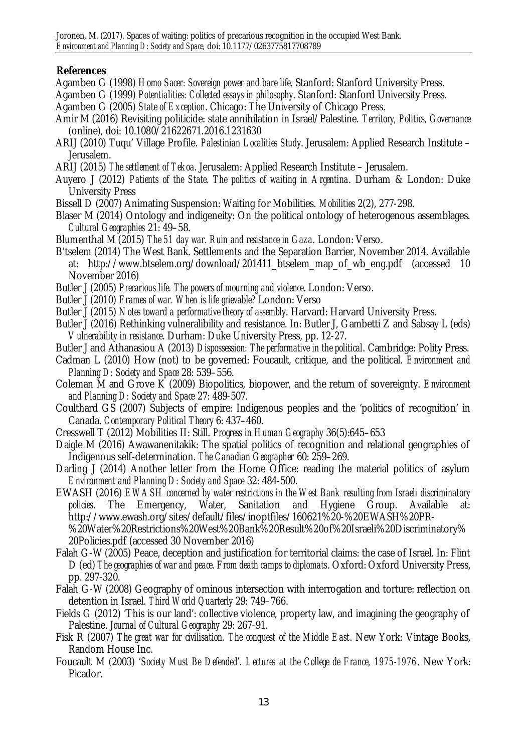## References

Agamben G (1998) *Homo Sacer: Sovereign power and bare life*. Stanford: Stanford University Press.

Agamben G (1999) *Potentialities: Collected essays in philosophy*. Stanford: Stanford University Press.

Agamben G (2005) *State of Exception*. Chicago: The University of Chicago Press.

Amir M (2016) Revisiting politicide: state annihilation in Israel/Palestine. *Territory, Politics, Governance* (online), doi: 10.1080/21622671.2016.1231630

ARIJ (2010) Tuqu' Village Profile. *Palestinian Localities Study*. Jerusalem: Applied Research Institute – Jerusalem.

ARIJ (2015) *The settlement of Tekoa*. Jerusalem: Applied Research Institute – Jerusalem.

Auyero J (2012) *Patients of the State. The politics of waiting in Argentina*. Durham & London: Duke University Press

Bissell D (2007) Animating Suspension: Waiting for Mobilities. *Mobilities* 2(2), 277-298.

Blaser M (2014) Ontology and indigeneity: On the political ontology of heterogenous assemblages. *Cultural Geographies* 21: 49–58.

Blumenthal M (2015) *The 51 day war. Ruin and resistance in Gaza*. London: Verso.

B'tselem (2014) The West Bank. Settlements and the Separation Barrier, November 2014. Available at: http://www.btselem.org/download/201411_btselem_map_of_wb_eng.pdf (accessed 10 November 2016)

Butler J (2005) *Precarious life. The powers of mourning and violence*. London: Verso.

Butler J (2010) *Frames of war. When is life grievable?* London: Verso

Butler J (2015) *Notes toward a performative theory of assembly*. Harvard: Harvard University Press.

Butler J (2016) Rethinking vulneralibility and resistance. In: Butler J, Gambetti Z and Sabsay L (eds) *Vulnerability in resistance*. Durham: Duke University Press, pp. 12-27.

Butler J and Athanasiou A (2013) *Dispossession: The performative in the political*. Cambridge: Polity Press.

Cadman L (2010) How (not) to be governed: Foucault, critique, and the political. *Environment and Planning D: Society and Space* 28: 539–556.

Coleman M and Grove K (2009) Biopolitics, biopower, and the return of sovereignty. *Environment and Planning D: Society and Space* 27: 489-507.

Coulthard GS (2007) Subjects of empire: Indigenous peoples and the 'politics of recognition' in Canada. *Contemporary Political Theory* 6: 437–460.

Cresswell T (2012) Mobilities II: Still. *Progress in Human Geography* 36(5):645–653

Daigle M (2016) Awawanenitakik: The spatial politics of recognition and relational geographies of Indigenous self-determination. *The Canadian Geographer* 60: 259–269.

Darling J (2014) Another letter from the Home Office: reading the material politics of asylum *Environment and Planning D: Society and Space* 32: 484-500.

EWASH (2016) *EWASH concerned by water restrictions in the West Bank resulting from Israeli discriminatory policies*. The Emergency, Water, Sanitation and Hygiene Group. Available at: http://www.ewash.org/sites/default/files/inoptfiles/160621%20-%20EWASH%20PR-%20Water%20Restrictions%20West%20Bank%20Result%20of%20Israeli%20Discriminatory%20Policies.pdf (accessed 30 November 2016)

Falah G-W (2005) Peace, deception and justification for territorial claims: the case of Israel. In: Flint D (ed) *The geographies of war and peace. From death camps to diplomats*. Oxford: Oxford University Press, pp. 297-320.

Falah G-W (2008) Geography of ominous intersection with interrogation and torture: reflection on detention in Israel. *Third World Quarterly* 29: 749–766.

Fields G (2012) 'This is our land': collective violence, property law, and imagining the geography of Palestine. *Journal of Cultural Geography* 29: 267-91.

Fisk R (2007) *The great war for civilisation. The conquest of the Middle East*. New York: Vintage Books, Random House Inc.

Foucault M (2003) *'Society Must Be Defended'. Lectures at the College de France, 1975-1976*. New York: Picador.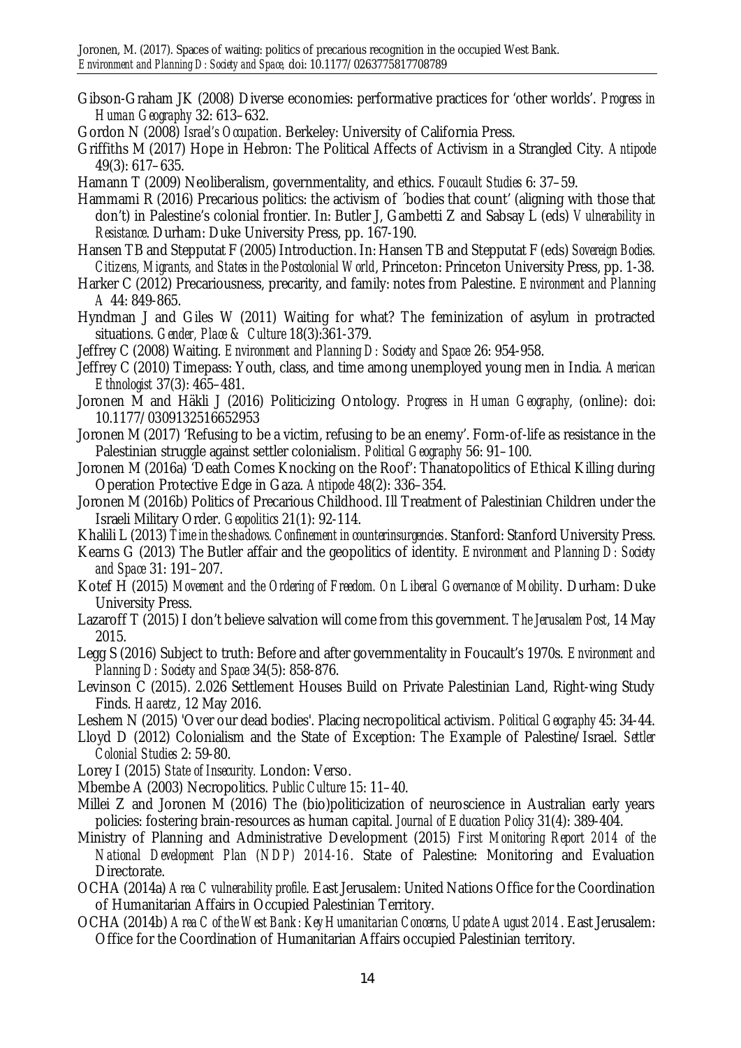Gibson-Graham JK (2008) Diverse economies: performative practices for 'other worlds'. *Progress in Human Geography* 32: 613–632.

Gordon N (2008) *Israel's Occupation*. Berkeley: University of California Press.

Griffiths M (2017) Hope in Hebron: The Political Affects of Activism in a Strangled City. *Antipode* 49(3): 617–635.

Hamann T (2009) Neoliberalism, governmentality, and ethics. *Foucault Studies* 6: 37–59.

Hammami R (2016) Precarious politics: the activism of ´bodies that count' (aligning with those that don't) in Palestine's colonial frontier. In: Butler J, Gambetti Z and Sabsay L (eds) *Vulnerability in Resistance*. Durham: Duke University Press, pp. 167-190.

Hansen TB and Stepputat F (2005) Introduction. In: Hansen TB and Stepputat F (eds) *Sovereign Bodies. Citizens, Migrants, and States in the Postcolonial World*, Princeton: Princeton University Press, pp. 1-38.

Harker C (2012) Precariousness, precarity, and family: notes from Palestine. *Environment and Planning A* 44: 849-865.

Hyndman J and Giles W (2011) Waiting for what? The feminization of asylum in protracted situations. *Gender, Place & Culture* 18(3):361-379.

Jeffrey C (2008) Waiting. *Environment and Planning D: Society and Space* 26: 954-958.

Jeffrey C (2010) Timepass: Youth, class, and time among unemployed young men in India. *American Ethnologist* 37(3): 465–481.

Joronen M and Häkli J (2016) Politicizing Ontology. *Progress in Human Geography*, (online): doi: 10.1177/0309132516652953

Joronen M (2017) 'Refusing to be a victim, refusing to be an enemy'. Form-of-life as resistance in the Palestinian struggle against settler colonialism. *Political Geography* 56: 91–100.

Joronen M (2016a) 'Death Comes Knocking on the Roof': Thanatopolitics of Ethical Killing during Operation Protective Edge in Gaza. *Antipode* 48(2): 336–354.

Joronen M (2016b) Politics of Precarious Childhood. Ill Treatment of Palestinian Children under the Israeli Military Order. *Geopolitics* 21(1): 92-114.

Khalili L (2013) *Time in the shadows. Confinement in counterinsurgencies*. Stanford: Stanford University Press.

Kearns G (2013) The Butler affair and the geopolitics of identity. *Environment and Planning D: Society and Space* 31: 191–207.

Kotef H (2015) *Movement and the Ordering of Freedom. On Liberal Governance of Mobility*. Durham: Duke University Press.

Lazaroff T (2015) I don't believe salvation will come from this government. *The Jerusalem Post*, 14 May 2015.

Legg S (2016) Subject to truth: Before and after governmentality in Foucault's 1970s. *Environment and Planning D: Society and Space* 34(5): 858-876.

Levinson C (2015). 2.026 Settlement Houses Build on Private Palestinian Land, Right-wing Study Finds. *Haaretz*, 12 May 2016.

Leshem N (2015) 'Over our dead bodies'. Placing necropolitical activism. *Political Geography* 45: 34-44.

Lloyd D (2012) Colonialism and the State of Exception: The Example of Palestine/Israel. *Settler Colonial Studies* 2: 59-80.

Lorey I (2015) *State of Insecurity.* London: Verso.

Mbembe A (2003) Necropolitics. *Public Culture* 15: 11–40.

Millei Z and Joronen M (2016) The (bio)politicization of neuroscience in Australian early years policies: fostering brain-resources as human capital. *Journal of Education Policy* 31(4): 389-404.

Ministry of Planning and Administrative Development (2015) *First Monitoring Report 2014 of the National Development Plan (NDP) 2014-16*. State of Palestine: Monitoring and Evaluation Directorate.

OCHA (2014a) *Area C vulnerability profile*. East Jerusalem: United Nations Office for the Coordination of Humanitarian Affairs in Occupied Palestinian Territory.

OCHA (2014b) *Area C of the West Bank: Key Humanitarian Concerns, Update August 2014*. East Jerusalem: Office for the Coordination of Humanitarian Affairs occupied Palestinian territory.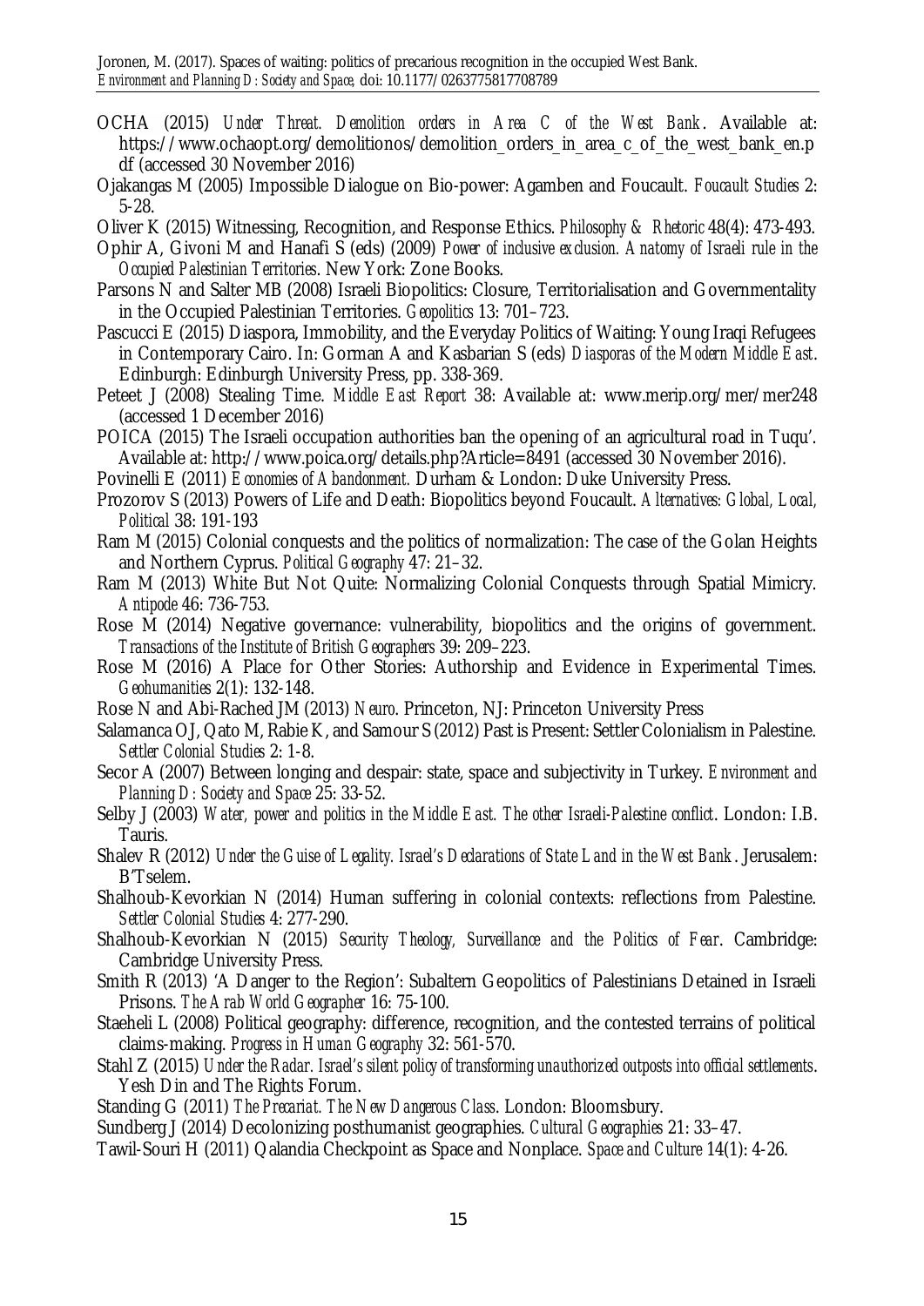OCHA (2015) *Under Threat. Demolition orders in Area C of the West Bank*. Available at: https://www.ochaopt.org/demolitionos/demolition_orders_in_area_c_of_the_west_bank_en.pdf (accessed 30 November 2016)

Ojakangas M (2005) Impossible Dialogue on Bio-power: Agamben and Foucault. *Foucault Studies* 2: 5-28.

Oliver K (2015) Witnessing, Recognition, and Response Ethics. *Philosophy & Rhetoric* 48(4): 473-493.

Ophir A, Givoni M and Hanafi S (eds) (2009) *Power of inclusive exclusion. Anatomy of Israeli rule in the Occupied Palestinian Territories*. New York: Zone Books.

Parsons N and Salter MB (2008) Israeli Biopolitics: Closure, Territorialisation and Governmentality in the Occupied Palestinian Territories. *Geopolitics* 13: 701–723.

Pascucci E (2015) Diaspora, Immobility, and the Everyday Politics of Waiting: Young Iraqi Refugees in Contemporary Cairo. In: Gorman A and Kasbarian S (eds) *Diasporas of the Modern Middle East*. Edinburgh: Edinburgh University Press, pp. 338-369.

Peteet J (2008) Stealing Time. *Middle East Report* 38: Available at: www.merip.org/mer/mer248 (accessed 1 December 2016)

POICA (2015) The Israeli occupation authorities ban the opening of an agricultural road in Tuqu'. Available at: http://www.poica.org/details.php?Article=8491 (accessed 30 November 2016).

Povinelli E (2011) *Economies of Abandonment.* Durham & London: Duke University Press.

Prozorov S (2013) Powers of Life and Death: Biopolitics beyond Foucault. *Alternatives: Global, Local, Political* 38: 191-193

Ram M (2015) Colonial conquests and the politics of normalization: The case of the Golan Heights and Northern Cyprus. *Political Geography* 47: 21–32.

Ram M (2013) White But Not Quite: Normalizing Colonial Conquests through Spatial Mimicry. *Antipode* 46: 736-753.

Rose M (2014) Negative governance: vulnerability, biopolitics and the origins of government. *Transactions of the Institute of British Geographers* 39: 209–223.

Rose M (2016) A Place for Other Stories: Authorship and Evidence in Experimental Times. *Geohumanities* 2(1): 132-148.

Rose N and Abi-Rached JM (2013) *Neuro*. Princeton, NJ: Princeton University Press

Salamanca OJ, Qato M, Rabie K, and Samour S (2012) Past is Present: Settler Colonialism in Palestine. *Settler Colonial Studies* 2: 1-8.

Secor A (2007) Between longing and despair: state, space and subjectivity in Turkey. *Environment and Planning D: Society and Space* 25: 33-52.

Selby J (2003) *Water, power and politics in the Middle East. The other Israeli-Palestine conflict*. London: I.B. Tauris.

Shalev R (2012) *Under the Guise of Legality. Israel's Declarations of State Land in the West Bank*. Jerusalem: B'Tselem.

Shalhoub-Kevorkian N (2014) Human suffering in colonial contexts: reflections from Palestine. *Settler Colonial Studies* 4: 277-290.

Shalhoub-Kevorkian N (2015) *Security Theology, Surveillance and the Politics of Fear*. Cambridge: Cambridge University Press.

Smith R (2013) 'A Danger to the Region': Subaltern Geopolitics of Palestinians Detained in Israeli Prisons. *The Arab World Geographer* 16: 75-100.

Staeheli L (2008) Political geography: difference, recognition, and the contested terrains of political claims-making. *Progress in Human Geography* 32: 561-570.

Stahl Z (2015) *Under the Radar. Israel's silent policy of transforming unauthorized outposts into official settlements*. Yesh Din and The Rights Forum.

Standing G (2011) *The Precariat. The New Dangerous Class*. London: Bloomsbury.

Sundberg J (2014) Decolonizing posthumanist geographies. *Cultural Geographies* 21: 33–47.

Tawil-Souri H (2011) Qalandia Checkpoint as Space and Nonplace. *Space and Culture* 14(1): 4-26.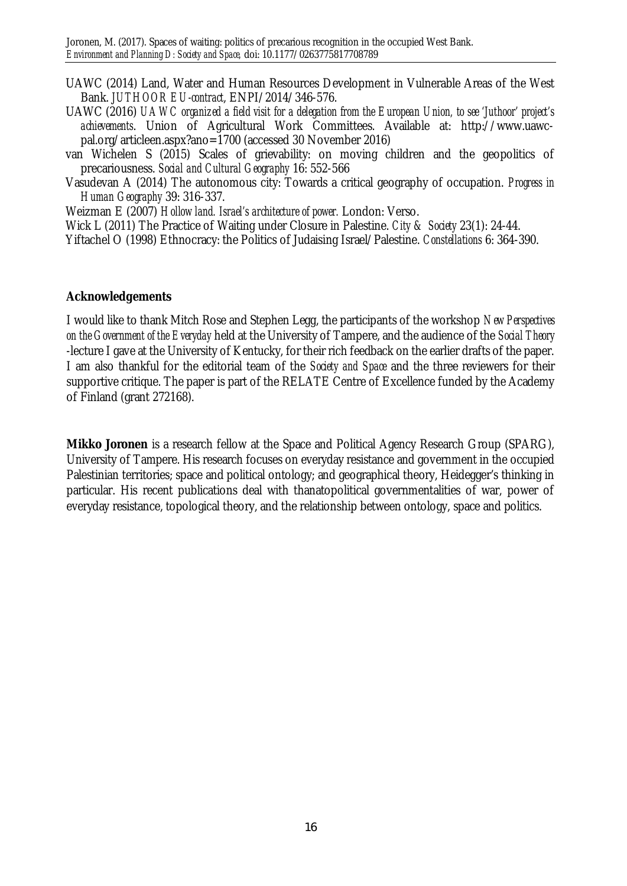UAWC (2014) Land, Water and Human Resources Development in Vulnerable Areas of the West Bank. *JUTHOOR EU-contract*, ENPI/2014/346-576.

UAWC (2016) *UAWC organized a field visit for a delegation from the European Union, to see 'Juthoor' project's achievements*. Union of Agricultural Work Committees. Available at: http://www.uawc-pal.org/articleen.aspx?ano=1700 (accessed 30 November 2016)

van Wichelen S (2015) Scales of grievability: on moving children and the geopolitics of precariousness. *Social and Cultural Geography* 16: 552-566

Vasudevan A (2014) The autonomous city: Towards a critical geography of occupation. *Progress in Human Geography* 39: 316-337.

Weizman E (2007) *Hollow land. Israel's architecture of power.* London: Verso.

Wick L (2011) The Practice of Waiting under Closure in Palestine. *City & Society* 23(1): 24-44.

Yiftachel O (1998) Ethnocracy: the Politics of Judaising Israel/Palestine. *Constellations* 6: 364-390.

**Acknowledgements**

I would like to thank Mitch Rose and Stephen Legg, the participants of the workshop *New Perspectives on the Government of the Everyday* held at the University of Tampere, and the audience of the *Social Theory* -lecture I gave at the University of Kentucky, for their rich feedback on the earlier drafts of the paper. I am also thankful for the editorial team of the *Society and Space* and the three reviewers for their supportive critique. The paper is part of the RELATE Centre of Excellence funded by the Academy of Finland (grant 272168).

**Mikko Joronen** is a research fellow at the Space and Political Agency Research Group (SPARG), University of Tampere. His research focuses on everyday resistance and government in the occupied Palestinian territories; space and political ontology; and geographical theory, Heidegger's thinking in particular. His recent publications deal with thanatopolitical governmentalities of war, power of everyday resistance, topological theory, and the relationship between ontology, space and politics.